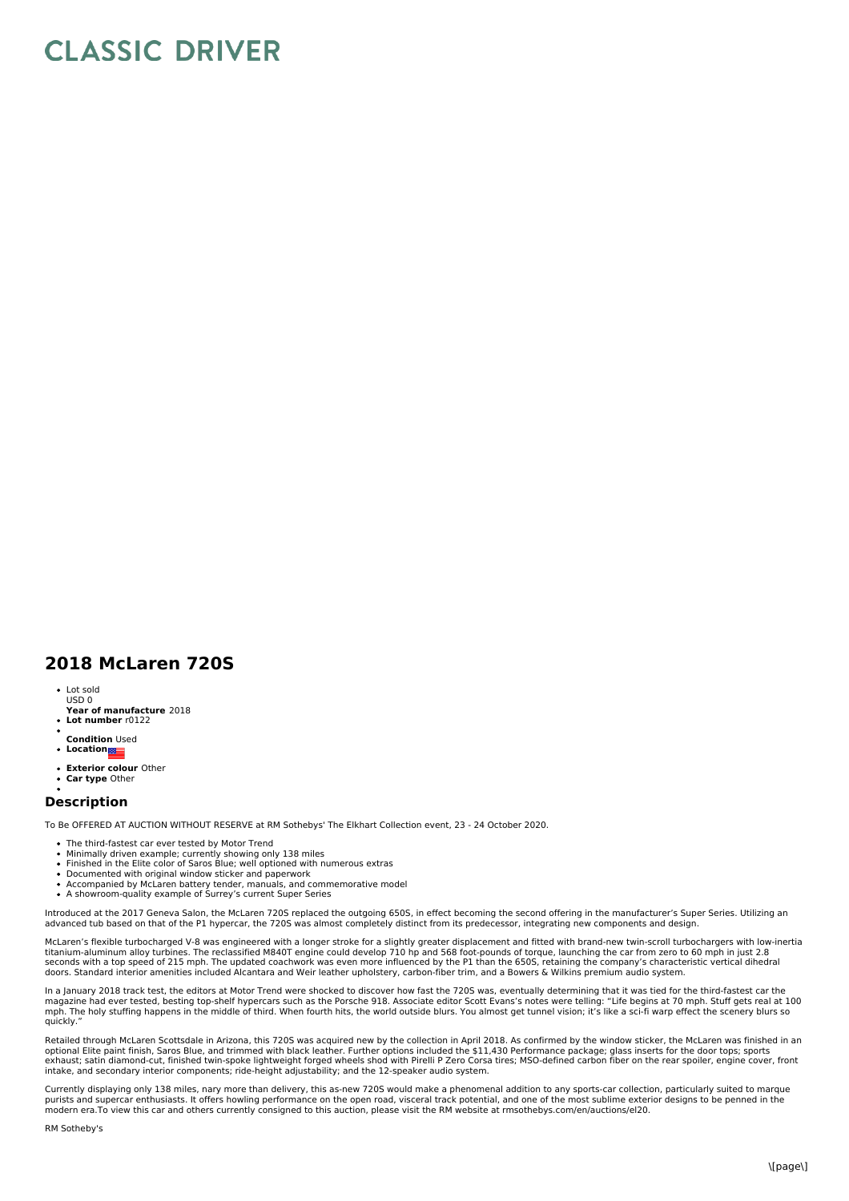# CLASSIC DRIVER

## 2018 McLaren 720S

- Lot sold
  USD 0
- **Year of manufacture** 2018
- **Lot number** r0122
- 
- **Condition** Used
- **Location**
- **Exterior colour** Other
- **Car type** Other
- 

### Description

To Be OFFERED AT AUCTION WITHOUT RESERVE at RM Sothebys' The Elkhart Collection event, 23 - 24 October 2020.

- The third-fastest car ever tested by Motor Trend
- Minimally driven example; currently showing only 138 miles
- Finished in the Elite color of Saros Blue; well optioned with numerous extras
- Documented with original window sticker and paperwork
- Accompanied by McLaren battery tender, manuals, and commemorative model
- A showroom-quality example of Surrey's current Super Series

Introduced at the 2017 Geneva Salon, the McLaren 720S replaced the outgoing 650S, in effect becoming the second offering in the manufacturer's Super Series. Utilizing an advanced tub based on that of the P1 hypercar, the 720S was almost completely distinct from its predecessor, integrating new components and design.

McLaren's flexible turbocharged V-8 was engineered with a longer stroke for a slightly greater displacement and fitted with brand-new twin-scroll turbochargers with low-inertia titanium-aluminum alloy turbines. The reclassified M840T engine could develop 710 hp and 568 foot-pounds of torque, launching the car from zero to 60 mph in just 2.8 seconds with a top speed of 215 mph. The updated coachwork was even more influenced by the P1 than the 650S, retaining the company's characteristic vertical dihedral doors. Standard interior amenities included Alcantara and Weir leather upholstery, carbon-fiber trim, and a Bowers & Wilkins premium audio system.

In a January 2018 track test, the editors at Motor Trend were shocked to discover how fast the 720S was, eventually determining that it was tied for the third-fastest car the magazine had ever tested, besting top-shelf hypercars such as the Porsche 918. Associate editor Scott Evans's notes were telling: "Life begins at 70 mph. Stuff gets real at 100 mph. The holy stuffing happens in the middle of third. When fourth hits, the world outside blurs. You almost get tunnel vision; it's like a sci-fi warp effect the scenery blurs so quickly."

Retailed through McLaren Scottsdale in Arizona, this 720S was acquired new by the collection in April 2018. As confirmed by the window sticker, the McLaren was finished in an optional Elite paint finish, Saros Blue, and trimmed with black leather. Further options included the $11,430 Performance package; glass inserts for the door tops; sports exhaust; satin diamond-cut, finished twin-spoke lightweight forged wheels shod with Pirelli P Zero Corsa tires; MSO-defined carbon fiber on the rear spoiler, engine cover, front intake, and secondary interior components; ride-height adjustability; and the 12-speaker audio system.

Currently displaying only 138 miles, nary more than delivery, this as-new 720S would make a phenomenal addition to any sports-car collection, particularly suited to marque purists and supercar enthusiasts. It offers howling performance on the open road, visceral track potential, and one of the most sublime exterior designs to be penned in the modern era.To view this car and others currently consigned to this auction, please visit the RM website at rmsothebys.com/en/auctions/el20.

RM Sotheby's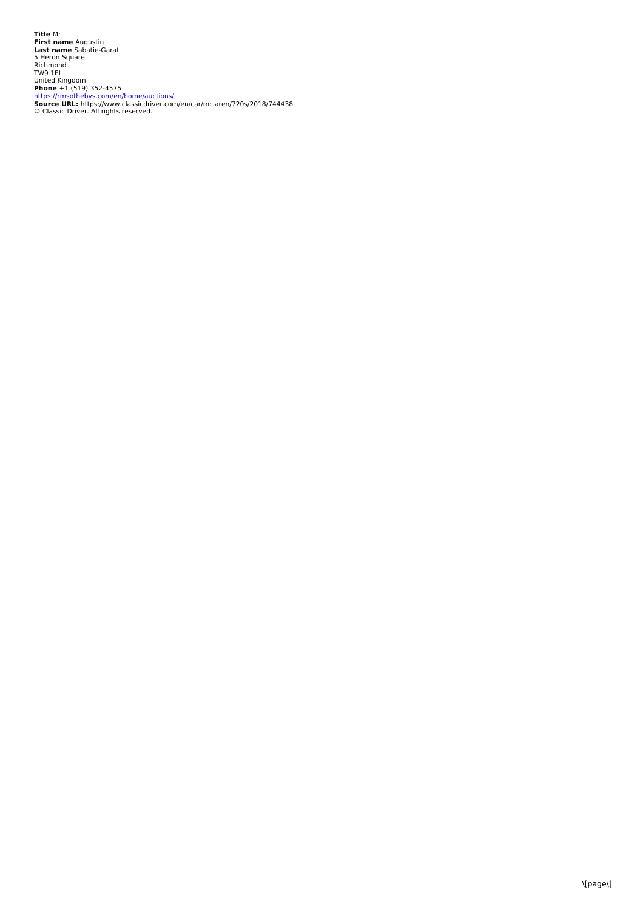**Title** Mr
**First name** Augustin
**Last name** Sabatie-Garat
5 Heron Square
Richmond
TW9 1EL
United Kingdom
**Phone** +1 (519) 352-4575
[https://rmsothebys.com/en/home/auctions/](https://rmsothebys.com/en/home/auctions/)
**Source URL:** https://www.classicdriver.com/en/car/mclaren/720s/2018/744438
© Classic Driver. All rights reserved.